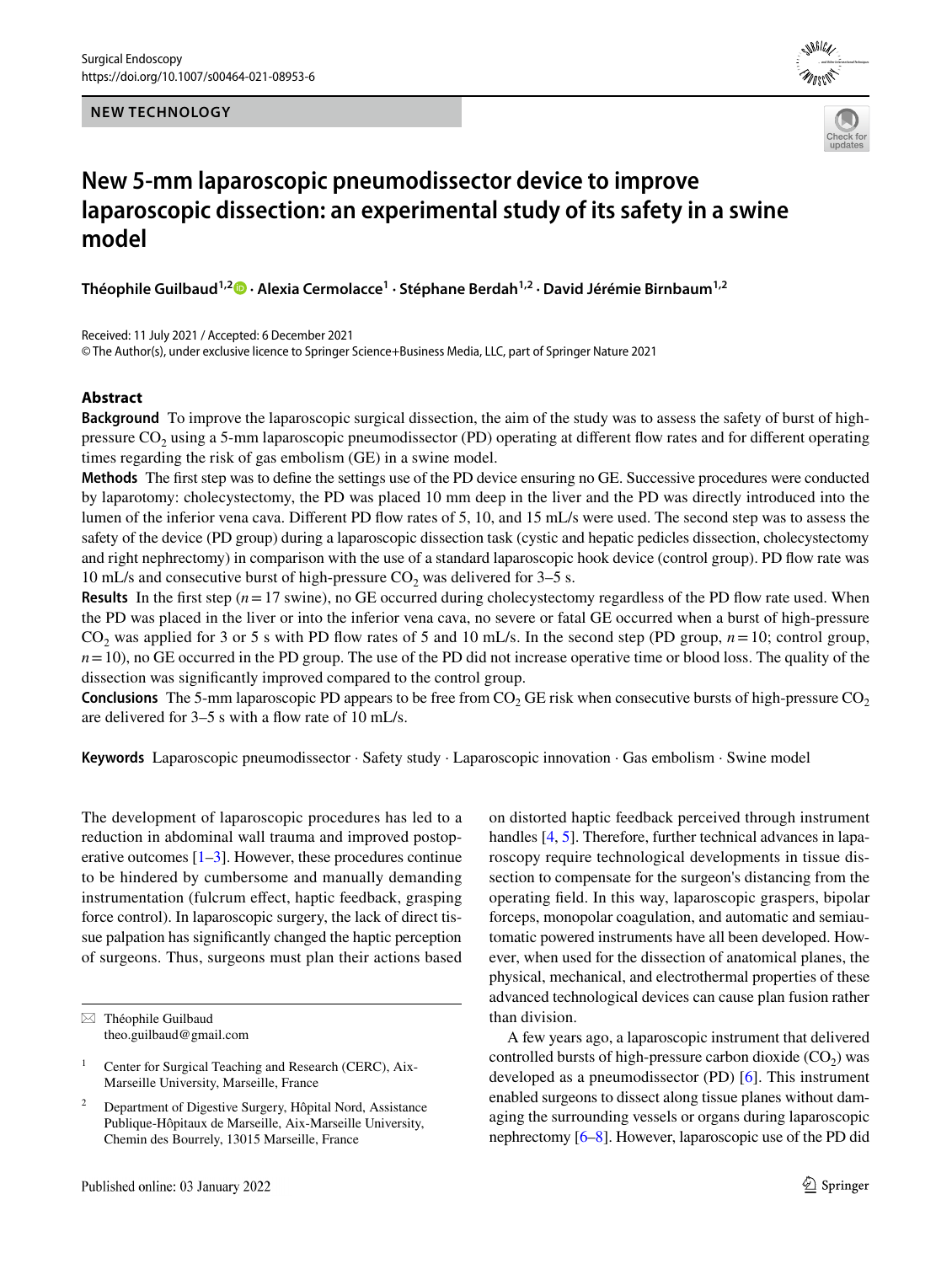NEW TECHNOLOGY

# New 5-mm laparoscopic pneumodissector device to improve laparoscopic dissection: an experimental study of its safety in a swine model

**Théophile Guilbaud**[1,2] · **Alexia Cermolacce**[1] · **Stéphane Berdah**[1,2] · **David Jérémie Birnbaum**[1,2]

Received: 11 July 2021 / Accepted: 6 December 2021
© The Author(s), under exclusive licence to Springer Science+Business Media, LLC, part of Springer Nature 2021

## Abstract

**Background** To improve the laparoscopic surgical dissection, the aim of the study was to assess the safety of burst of high-pressure $CO_2$ using a 5-mm laparoscopic pneumodissector (PD) operating at different flow rates and for different operating times regarding the risk of gas embolism (GE) in a swine model.

**Methods** The first step was to define the settings use of the PD device ensuring no GE. Successive procedures were conducted by laparotomy: cholecystectomy, the PD was placed 10 mm deep in the liver and the PD was directly introduced into the lumen of the inferior vena cava. Different PD flow rates of 5, 10, and 15 mL/s were used. The second step was to assess the safety of the device (PD group) during a laparoscopic dissection task (cystic and hepatic pedicles dissection, cholecystectomy and right nephrectomy) in comparison with the use of a standard laparoscopic hook device (control group). PD flow rate was 10 mL/s and consecutive burst of high-pressure $CO_2$ was delivered for 3–5 s.

**Results** In the first step ($n = 17$ swine), no GE occurred during cholecystectomy regardless of the PD flow rate used. When the PD was placed in the liver or into the inferior vena cava, no severe or fatal GE occurred when a burst of high-pressure $CO_2$ was applied for 3 or 5 s with PD flow rates of 5 and 10 mL/s. In the second step (PD group, $n = 10$; control group, $n = 10$), no GE occurred in the PD group. The use of the PD did not increase operative time or blood loss. The quality of the dissection was significantly improved compared to the control group.

**Conclusions** The 5-mm laparoscopic PD appears to be free from $CO_2$ GE risk when consecutive bursts of high-pressure $CO_2$ are delivered for 3–5 s with a flow rate of 10 mL/s.

**Keywords** Laparoscopic pneumodissector · Safety study · Laparoscopic innovation · Gas embolism · Swine model

The development of laparoscopic procedures has led to a reduction in abdominal wall trauma and improved postoperative outcomes [1–3]. However, these procedures continue to be hindered by cumbersome and manually demanding instrumentation (fulcrum effect, haptic feedback, grasping force control). In laparoscopic surgery, the lack of direct tissue palpation has significantly changed the haptic perception of surgeons. Thus, surgeons must plan their actions based on distorted haptic feedback perceived through instrument handles [4, 5]. Therefore, further technical advances in laparoscopy require technological developments in tissue dissection to compensate for the surgeon's distancing from the operating field. In this way, laparoscopic graspers, bipolar forceps, monopolar coagulation, and automatic and semiautomatic powered instruments have all been developed. However, when used for the dissection of anatomical planes, the physical, mechanical, and electrothermal properties of these advanced technological devices can cause plan fusion rather than division.

A few years ago, a laparoscopic instrument that delivered controlled bursts of high-pressure carbon dioxide ($CO_2$) was developed as a pneumodissector (PD) [6]. This instrument enabled surgeons to dissect along tissue planes without damaging the surrounding vessels or organs during laparoscopic nephrectomy [6–8]. However, laparoscopic use of the PD did

✉ Théophile Guilbaud
theo.guilbaud@gmail.com

[1] Center for Surgical Teaching and Research (CERC), Aix-Marseille University, Marseille, France

[2] Department of Digestive Surgery, Hôpital Nord, Assistance Publique-Hôpitaux de Marseille, Aix-Marseille University, Chemin des Bourrely, 13015 Marseille, France

Published online: 03 January 2022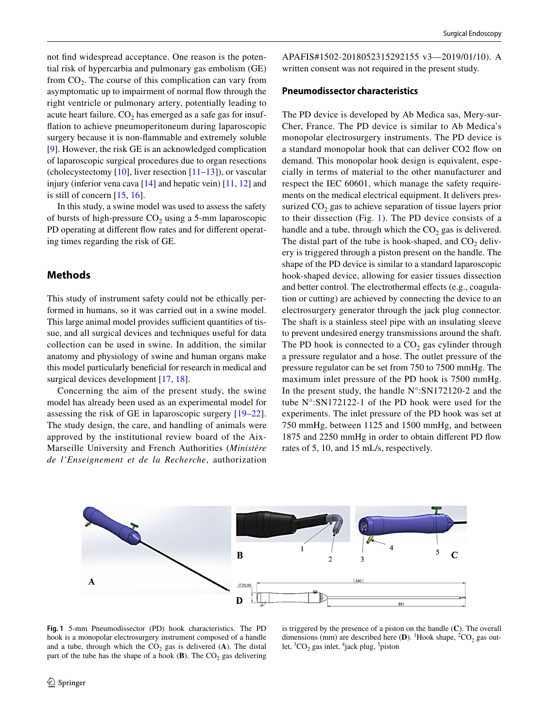not find widespread acceptance. One reason is the potential risk of hypercarbia and pulmonary gas embolism (GE) from $CO_2$. The course of this complication can vary from asymptomatic up to impairment of normal flow through the right ventricle or pulmonary artery, potentially leading to acute heart failure. $CO_2$ has emerged as a safe gas for insufflation to achieve pneumoperitoneum during laparoscopic surgery because it is non-flammable and extremely soluble [9]. However, the risk GE is an acknowledged complication of laparoscopic surgical procedures due to organ resections (cholecystectomy [10], liver resection [11–13]), or vascular injury (inferior vena cava [14] and hepatic vein) [11, 12] and is still of concern [15, 16].

In this study, a swine model was used to assess the safety of bursts of high-pressure $CO_2$ using a 5-mm laparoscopic PD operating at different flow rates and for different operating times regarding the risk of GE.

## Methods

This study of instrument safety could not be ethically performed in humans, so it was carried out in a swine model. This large animal model provides sufficient quantities of tissue, and all surgical devices and techniques useful for data collection can be used in swine. In addition, the similar anatomy and physiology of swine and human organs make this model particularly beneficial for research in medical and surgical devices development [17, 18].

Concerning the aim of the present study, the swine model has already been used as an experimental model for assessing the risk of GE in laparoscopic surgery [19–22]. The study design, the care, and handling of animals were approved by the institutional review board of the Aix-Marseille University and French Authorities (*Ministère de l'Enseignement et de la Recherche*, authorization APAFIS#1502-2018052315292155 v3—2019/01/10). A written consent was not required in the present study.

### Pneumodissector characteristics

The PD device is developed by Ab Medica sas, Mery-sur-Cher, France. The PD device is similar to Ab Medica's monopolar electrosurgery instruments. The PD device is a standard monopolar hook that can deliver CO2 flow on demand. This monopolar hook design is equivalent, especially in terms of material to the other manufacturer and respect the IEC 60601, which manage the safety requirements on the medical electrical equipment. It delivers pressurized $CO_2$ gas to achieve separation of tissue layers prior to their dissection (Fig. 1). The PD device consists of a handle and a tube, through which the $CO_2$ gas is delivered. The distal part of the tube is hook-shaped, and $CO_2$ delivery is triggered through a piston present on the handle. The shape of the PD device is similar to a standard laparoscopic hook-shaped device, allowing for easier tissues dissection and better control. The electrothermal effects (e.g., coagulation or cutting) are achieved by connecting the device to an electrosurgery generator through the jack plug connector. The shaft is a stainless steel pipe with an insulating sleeve to prevent undesired energy transmissions around the shaft. The PD hook is connected to a $CO_2$ gas cylinder through a pressure regulator and a hose. The outlet pressure of the pressure regulator can be set from 750 to 7500 mmHg. The maximum inlet pressure of the PD hook is 7500 mmHg. In the present study, the handle N°:SN172120-2 and the tube N°:SN172122-1 of the PD hook were used for the experiments. The inlet pressure of the PD hook was set at 750 mmHg, between 1125 and 1500 mmHg, and between 1875 and 2250 mmHg in order to obtain different PD flow rates of 5, 10, and 15 mL/s, respectively.

**Fig. 1** 5-mm Pneumodissector (PD) hook characteristics. The PD hook is a monopolar electrosurgery instrument composed of a handle and a tube, through which the $CO_2$ gas is delivered (**A**). The distal part of the tube has the shape of a hook (**B**). The $CO_2$ gas delivering is triggered by the presence of a piston on the handle (**C**). The overall dimensions (mm) are described here (**D**). [1]Hook shape, [2]$CO_2$ gas outlet, [3]$CO_2$ gas inlet, [4]jack plug, [5]piston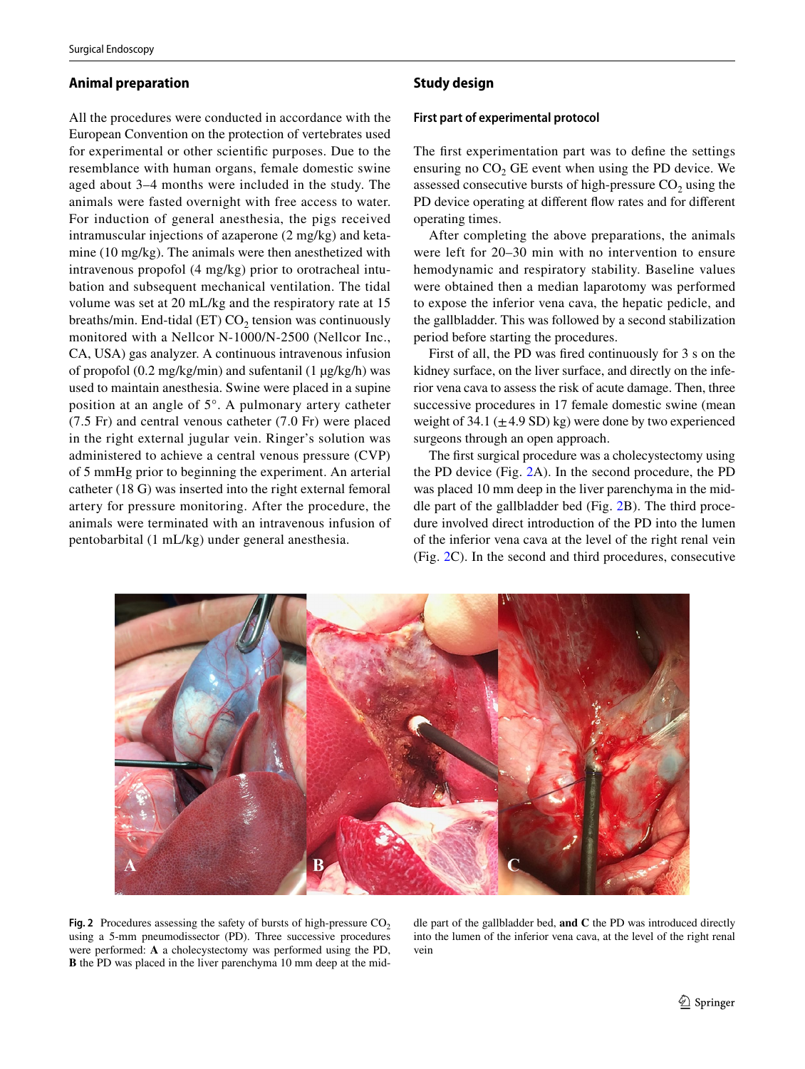## Animal preparation

All the procedures were conducted in accordance with the European Convention on the protection of vertebrates used for experimental or other scientific purposes. Due to the resemblance with human organs, female domestic swine aged about 3–4 months were included in the study. The animals were fasted overnight with free access to water. For induction of general anesthesia, the pigs received intramuscular injections of azaperone (2 mg/kg) and ketamine (10 mg/kg). The animals were then anesthetized with intravenous propofol (4 mg/kg) prior to orotracheal intubation and subsequent mechanical ventilation. The tidal volume was set at 20 mL/kg and the respiratory rate at 15 breaths/min. End-tidal (ET) $CO_2$ tension was continuously monitored with a Nellcor N-1000/N-2500 (Nellcor Inc., CA, USA) gas analyzer. A continuous intravenous infusion of propofol (0.2 mg/kg/min) and sufentanil (1 µg/kg/h) was used to maintain anesthesia. Swine were placed in a supine position at an angle of 5°. A pulmonary artery catheter (7.5 Fr) and central venous catheter (7.0 Fr) were placed in the right external jugular vein. Ringer's solution was administered to achieve a central venous pressure (CVP) of 5 mmHg prior to beginning the experiment. An arterial catheter (18 G) was inserted into the right external femoral artery for pressure monitoring. After the procedure, the animals were terminated with an intravenous infusion of pentobarbital (1 mL/kg) under general anesthesia.

## Study design

### First part of experimental protocol

The first experimentation part was to define the settings ensuring no $CO_2$ GE event when using the PD device. We assessed consecutive bursts of high-pressure $CO_2$ using the PD device operating at different flow rates and for different operating times.

After completing the above preparations, the animals were left for 20–30 min with no intervention to ensure hemodynamic and respiratory stability. Baseline values were obtained then a median laparotomy was performed to expose the inferior vena cava, the hepatic pedicle, and the gallbladder. This was followed by a second stabilization period before starting the procedures.

First of all, the PD was fired continuously for 3 s on the kidney surface, on the liver surface, and directly on the inferior vena cava to assess the risk of acute damage. Then, three successive procedures in 17 female domestic swine (mean weight of 34.1 (±4.9 SD) kg) were done by two experienced surgeons through an open approach.

The first surgical procedure was a cholecystectomy using the PD device (Fig. 2A). In the second procedure, the PD was placed 10 mm deep in the liver parenchyma in the middle part of the gallbladder bed (Fig. 2B). The third procedure involved direct introduction of the PD into the lumen of the inferior vena cava at the level of the right renal vein (Fig. 2C). In the second and third procedures, consecutive

**Fig. 2** Procedures assessing the safety of bursts of high-pressure $CO_2$ using a 5-mm pneumodissector (PD). Three successive procedures were performed: **A** a cholecystectomy was performed using the PD, **B** the PD was placed in the liver parenchyma 10 mm deep at the middle part of the gallbladder bed, **and C** the PD was introduced directly into the lumen of the inferior vena cava, at the level of the right renal vein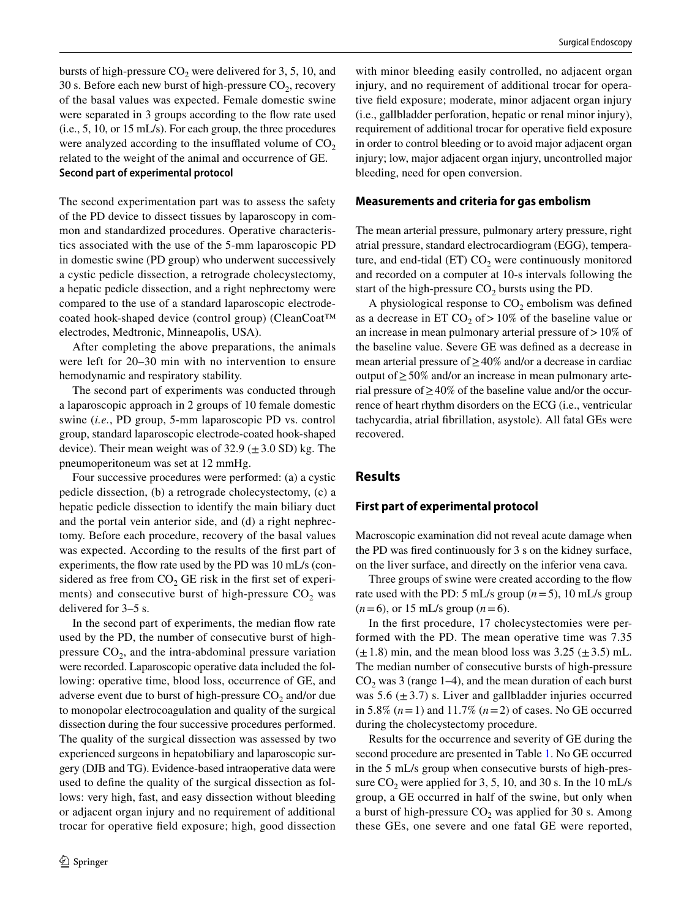bursts of high-pressure $CO_2$ were delivered for 3, 5, 10, and 30 s. Before each new burst of high-pressure $CO_2$, recovery of the basal values was expected. Female domestic swine were separated in 3 groups according to the flow rate used (i.e., 5, 10, or 15 mL/s). For each group, the three procedures were analyzed according to the insufflated volume of $CO_2$ related to the weight of the animal and occurrence of GE.

### Second part of experimental protocol

The second experimentation part was to assess the safety of the PD device to dissect tissues by laparoscopy in common and standardized procedures. Operative characteristics associated with the use of the 5-mm laparoscopic PD in domestic swine (PD group) who underwent successively a cystic pedicle dissection, a retrograde cholecystectomy, a hepatic pedicle dissection, and a right nephrectomy were compared to the use of a standard laparoscopic electrode-coated hook-shaped device (control group) (CleanCoat™ electrodes, Medtronic, Minneapolis, USA).

After completing the above preparations, the animals were left for 20–30 min with no intervention to ensure hemodynamic and respiratory stability.

The second part of experiments was conducted through a laparoscopic approach in 2 groups of 10 female domestic swine (*i.e.*, PD group, 5-mm laparoscopic PD vs. control group, standard laparoscopic electrode-coated hook-shaped device). Their mean weight was of 32.9 (± 3.0 SD) kg. The pneumoperitoneum was set at 12 mmHg.

Four successive procedures were performed: (a) a cystic pedicle dissection, (b) a retrograde cholecystectomy, (c) a hepatic pedicle dissection to identify the main biliary duct and the portal vein anterior side, and (d) a right nephrectomy. Before each procedure, recovery of the basal values was expected. According to the results of the first part of experiments, the flow rate used by the PD was 10 mL/s (considered as free from $CO_2$ GE risk in the first set of experiments) and consecutive burst of high-pressure $CO_2$ was delivered for 3–5 s.

In the second part of experiments, the median flow rate used by the PD, the number of consecutive burst of high-pressure $CO_2$, and the intra-abdominal pressure variation were recorded. Laparoscopic operative data included the following: operative time, blood loss, occurrence of GE, and adverse event due to burst of high-pressure $CO_2$ and/or due to monopolar electrocoagulation and quality of the surgical dissection during the four successive procedures performed. The quality of the surgical dissection was assessed by two experienced surgeons in hepatobiliary and laparoscopic surgery (DJB and TG). Evidence-based intraoperative data were used to define the quality of the surgical dissection as follows: very high, fast, and easy dissection without bleeding or adjacent organ injury and no requirement of additional trocar for operative field exposure; high, good dissection with minor bleeding easily controlled, no adjacent organ injury, and no requirement of additional trocar for operative field exposure; moderate, minor adjacent organ injury (i.e., gallbladder perforation, hepatic or renal minor injury), requirement of additional trocar for operative field exposure in order to control bleeding or to avoid major adjacent organ injury; low, major adjacent organ injury, uncontrolled major bleeding, need for open conversion.

### Measurements and criteria for gas embolism

The mean arterial pressure, pulmonary artery pressure, right atrial pressure, standard electrocardiogram (EGG), temperature, and end-tidal (ET) $CO_2$ were continuously monitored and recorded on a computer at 10-s intervals following the start of the high-pressure $CO_2$ bursts using the PD.

A physiological response to $CO_2$ embolism was defined as a decrease in ET $CO_2$ of > 10% of the baseline value or an increase in mean pulmonary arterial pressure of > 10% of the baseline value. Severe GE was defined as a decrease in mean arterial pressure of ≥ 40% and/or a decrease in cardiac output of ≥ 50% and/or an increase in mean pulmonary arterial pressure of ≥ 40% of the baseline value and/or the occurrence of heart rhythm disorders on the ECG (i.e., ventricular tachycardia, atrial fibrillation, asystole). All fatal GEs were recovered.

## Results

### First part of experimental protocol

Macroscopic examination did not reveal acute damage when the PD was fired continuously for 3 s on the kidney surface, on the liver surface, and directly on the inferior vena cava.

Three groups of swine were created according to the flow rate used with the PD: 5 mL/s group ($n = 5$), 10 mL/s group ($n = 6$), or 15 mL/s group ($n = 6$).

In the first procedure, 17 cholecystectomies were performed with the PD. The mean operative time was 7.35 (± 1.8) min, and the mean blood loss was 3.25 (± 3.5) mL. The median number of consecutive bursts of high-pressure $CO_2$ was 3 (range 1–4), and the mean duration of each burst was 5.6 (± 3.7) s. Liver and gallbladder injuries occurred in 5.8% ($n = 1$) and 11.7% ($n = 2$) of cases. No GE occurred during the cholecystectomy procedure.

Results for the occurrence and severity of GE during the second procedure are presented in Table 1. No GE occurred in the 5 mL/s group when consecutive bursts of high-pressure $CO_2$ were applied for 3, 5, 10, and 30 s. In the 10 mL/s group, a GE occurred in half of the swine, but only when a burst of high-pressure $CO_2$ was applied for 30 s. Among these GEs, one severe and one fatal GE were reported,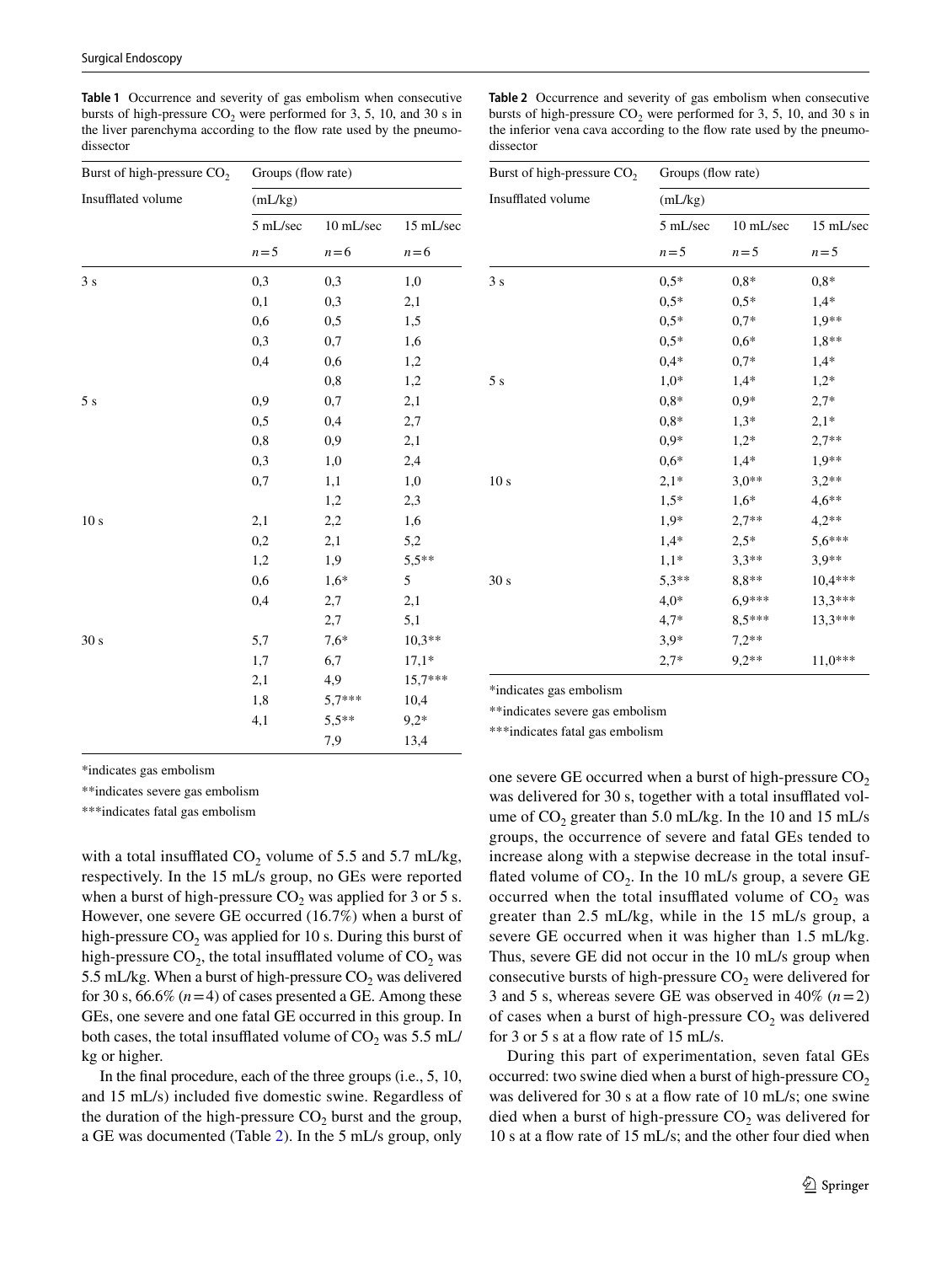**Table 1** Occurrence and severity of gas embolism when consecutive bursts of high-pressure $CO_2$ were performed for 3, 5, 10, and 30 s in the liver parenchyma according to the flow rate used by the pneumodissector

| Burst of high-pressure $CO_2$ | Groups (flow rate) | | |
|---|---|---|---|
| Insufflated volume | (mL/kg) | | |
| | 5 mL/sec | 10 mL/sec | 15 mL/sec |
| | $n=5$ | $n=6$ | $n=6$ |
| 3 s | 0,3 | 0,3 | 1,0 |
| | 0,1 | 0,3 | 2,1 |
| | 0,6 | 0,5 | 1,5 |
| | 0,3 | 0,7 | 1,6 |
| | 0,4 | 0,6 | 1,2 |
| | | 0,8 | 1,2 |
| 5 s | 0,9 | 0,7 | 2,1 |
| | 0,5 | 0,4 | 2,7 |
| | 0,8 | 0,9 | 2,1 |
| | 0,3 | 1,0 | 2,4 |
| | 0,7 | 1,1 | 1,0 |
| | | 1,2 | 2,3 |
| 10 s | 2,1 | 2,2 | 1,6 |
| | 0,2 | 2,1 | 5,2 |
| | 1,2 | 1,9 | 5,5** |
| | 0,6 | 1,6* | 5 |
| | 0,4 | 2,7 | 2,1 |
| | | 2,7 | 5,1 |
| 30 s | 5,7 | 7,6* | 10,3** |
| | 1,7 | 6,7 | 17,1* |
| | 2,1 | 4,9 | 15,7*** |
| | 1,8 | 5,7*** | 10,4 |
| | 4,1 | 5,5** | 9,2* |
| | | 7,9 | 13,4 |

*indicates gas embolism

**indicates severe gas embolism

***indicates fatal gas embolism

with a total insufflated $CO_2$ volume of 5.5 and 5.7 mL/kg, respectively. In the 15 mL/s group, no GEs were reported when a burst of high-pressure $CO_2$ was applied for 3 or 5 s. However, one severe GE occurred (16.7%) when a burst of high-pressure $CO_2$ was applied for 10 s. During this burst of high-pressure $CO_2$, the total insufflated volume of $CO_2$ was 5.5 mL/kg. When a burst of high-pressure $CO_2$ was delivered for 30 s, 66.6% ($n=4$) of cases presented a GE. Among these GEs, one severe and one fatal GE occurred in this group. In both cases, the total insufflated volume of $CO_2$ was 5.5 mL/kg or higher.

In the final procedure, each of the three groups (i.e., 5, 10, and 15 mL/s) included five domestic swine. Regardless of the duration of the high-pressure $CO_2$ burst and the group, a GE was documented (Table 2). In the 5 mL/s group, only one severe GE occurred when a burst of high-pressure $CO_2$ was delivered for 30 s, together with a total insufflated volume of $CO_2$ greater than 5.0 mL/kg. In the 10 and 15 mL/s groups, the occurrence of severe and fatal GEs tended to increase along with a stepwise decrease in the total insufflated volume of $CO_2$. In the 10 mL/s group, a severe GE occurred when the total insufflated volume of $CO_2$ was greater than 2.5 mL/kg, while in the 15 mL/s group, a severe GE occurred when it was higher than 1.5 mL/kg. Thus, severe GE did not occur in the 10 mL/s group when consecutive bursts of high-pressure $CO_2$ were delivered for 3 and 5 s, whereas severe GE was observed in 40% ($n=2$) of cases when a burst of high-pressure $CO_2$ was delivered for 3 or 5 s at a flow rate of 15 mL/s.

**Table 2** Occurrence and severity of gas embolism when consecutive bursts of high-pressure $CO_2$ were performed for 3, 5, 10, and 30 s in the inferior vena cava according to the flow rate used by the pneumodissector

| Burst of high-pressure $CO_2$ | Groups (flow rate) | | |
|---|---|---|---|
| Insufflated volume | (mL/kg) | | |
| | 5 mL/sec | 10 mL/sec | 15 mL/sec |
| | $n=5$ | $n=5$ | $n=5$ |
| 3 s | 0,5* | 0,8* | 0,8* |
| | 0,5* | 0,5* | 1,4* |
| | 0,5* | 0,7* | 1,9** |
| | 0,5* | 0,6* | 1,8** |
| | 0,4* | 0,7* | 1,4* |
| 5 s | 1,0* | 1,4* | 1,2* |
| | 0,8* | 0,9* | 2,7* |
| | 0,8* | 1,3* | 2,1* |
| | 0,9* | 1,2* | 2,7** |
| | 0,6* | 1,4* | 1,9** |
| 10 s | 2,1* | 3,0** | 3,2** |
| | 1,5* | 1,6* | 4,6** |
| | 1,9* | 2,7** | 4,2** |
| | 1,4* | 2,5* | 5,6*** |
| | 1,1* | 3,3** | 3,9** |
| 30 s | 5,3** | 8,8** | 10,4*** |
| | 4,0* | 6,9*** | 13,3*** |
| | 4,7* | 8,5*** | 13,3*** |
| | 3,9* | 7,2** | |
| | 2,7* | 9,2** | 11,0*** |

*indicates gas embolism

**indicates severe gas embolism

***indicates fatal gas embolism

During this part of experimentation, seven fatal GEs occurred: two swine died when a burst of high-pressure $CO_2$ was delivered for 30 s at a flow rate of 10 mL/s; one swine died when a burst of high-pressure $CO_2$ was delivered for 10 s at a flow rate of 15 mL/s; and the other four died when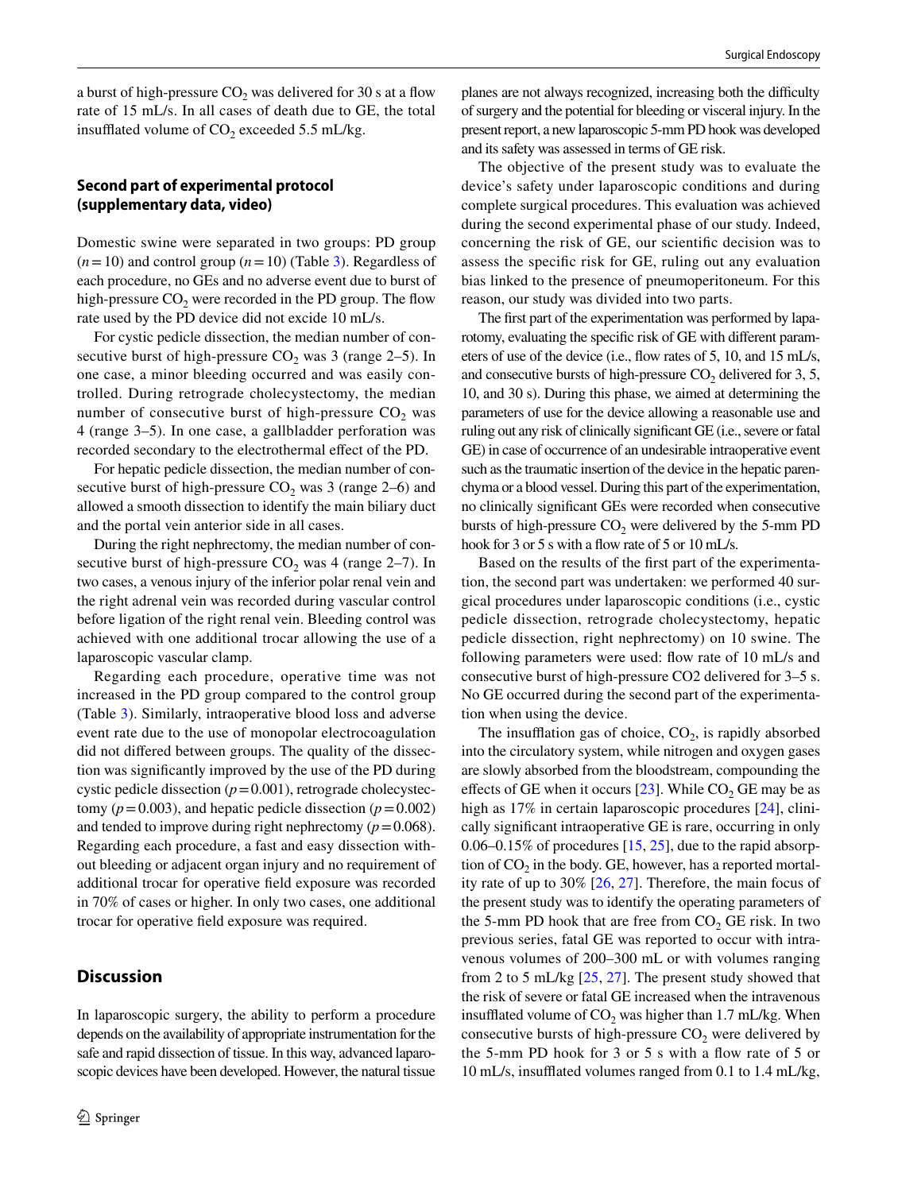a burst of high-pressure $CO_2$ was delivered for 30 s at a flow rate of 15 mL/s. In all cases of death due to GE, the total insufflated volume of $CO_2$ exceeded 5.5 mL/kg.

### Second part of experimental protocol (supplementary data, video)

Domestic swine were separated in two groups: PD group ($n = 10$) and control group ($n = 10$) (Table 3). Regardless of each procedure, no GEs and no adverse event due to burst of high-pressure $CO_2$ were recorded in the PD group. The flow rate used by the PD device did not excide 10 mL/s.

For cystic pedicle dissection, the median number of consecutive burst of high-pressure $CO_2$ was 3 (range 2–5). In one case, a minor bleeding occurred and was easily controlled. During retrograde cholecystectomy, the median number of consecutive burst of high-pressure $CO_2$ was 4 (range 3–5). In one case, a gallbladder perforation was recorded secondary to the electrothermal effect of the PD.

For hepatic pedicle dissection, the median number of consecutive burst of high-pressure $CO_2$ was 3 (range 2–6) and allowed a smooth dissection to identify the main biliary duct and the portal vein anterior side in all cases.

During the right nephrectomy, the median number of consecutive burst of high-pressure $CO_2$ was 4 (range 2–7). In two cases, a venous injury of the inferior polar renal vein and the right adrenal vein was recorded during vascular control before ligation of the right renal vein. Bleeding control was achieved with one additional trocar allowing the use of a laparoscopic vascular clamp.

Regarding each procedure, operative time was not increased in the PD group compared to the control group (Table 3). Similarly, intraoperative blood loss and adverse event rate due to the use of monopolar electrocoagulation did not differed between groups. The quality of the dissection was significantly improved by the use of the PD during cystic pedicle dissection ($p = 0.001$), retrograde cholecystectomy ($p = 0.003$), and hepatic pedicle dissection ($p = 0.002$) and tended to improve during right nephrectomy ($p = 0.068$). Regarding each procedure, a fast and easy dissection without bleeding or adjacent organ injury and no requirement of additional trocar for operative field exposure was recorded in 70% of cases or higher. In only two cases, one additional trocar for operative field exposure was required.

## Discussion

In laparoscopic surgery, the ability to perform a procedure depends on the availability of appropriate instrumentation for the safe and rapid dissection of tissue. In this way, advanced laparoscopic devices have been developed. However, the natural tissue planes are not always recognized, increasing both the difficulty of surgery and the potential for bleeding or visceral injury. In the present report, a new laparoscopic 5-mm PD hook was developed and its safety was assessed in terms of GE risk.

The objective of the present study was to evaluate the device's safety under laparoscopic conditions and during complete surgical procedures. This evaluation was achieved during the second experimental phase of our study. Indeed, concerning the risk of GE, our scientific decision was to assess the specific risk for GE, ruling out any evaluation bias linked to the presence of pneumoperitoneum. For this reason, our study was divided into two parts.

The first part of the experimentation was performed by laparotomy, evaluating the specific risk of GE with different parameters of use of the device (i.e., flow rates of 5, 10, and 15 mL/s, and consecutive bursts of high-pressure $CO_2$ delivered for 3, 5, 10, and 30 s). During this phase, we aimed at determining the parameters of use for the device allowing a reasonable use and ruling out any risk of clinically significant GE (i.e., severe or fatal GE) in case of occurrence of an undesirable intraoperative event such as the traumatic insertion of the device in the hepatic parenchyma or a blood vessel. During this part of the experimentation, no clinically significant GEs were recorded when consecutive bursts of high-pressure $CO_2$ were delivered by the 5-mm PD hook for 3 or 5 s with a flow rate of 5 or 10 mL/s.

Based on the results of the first part of the experimentation, the second part was undertaken: we performed 40 surgical procedures under laparoscopic conditions (i.e., cystic pedicle dissection, retrograde cholecystectomy, hepatic pedicle dissection, right nephrectomy) on 10 swine. The following parameters were used: flow rate of 10 mL/s and consecutive burst of high-pressure CO2 delivered for 3–5 s. No GE occurred during the second part of the experimentation when using the device.

The insufflation gas of choice, $CO_2$, is rapidly absorbed into the circulatory system, while nitrogen and oxygen gases are slowly absorbed from the bloodstream, compounding the effects of GE when it occurs [23]. While $CO_2$ GE may be as high as 17% in certain laparoscopic procedures [24], clinically significant intraoperative GE is rare, occurring in only 0.06–0.15% of procedures [15, 25], due to the rapid absorption of $CO_2$ in the body. GE, however, has a reported mortality rate of up to 30% [26, 27]. Therefore, the main focus of the present study was to identify the operating parameters of the 5-mm PD hook that are free from $CO_2$ GE risk. In two previous series, fatal GE was reported to occur with intravenous volumes of 200–300 mL or with volumes ranging from 2 to 5 mL/kg [25, 27]. The present study showed that the risk of severe or fatal GE increased when the intravenous insufflated volume of $CO_2$ was higher than 1.7 mL/kg. When consecutive bursts of high-pressure $CO_2$ were delivered by the 5-mm PD hook for 3 or 5 s with a flow rate of 5 or 10 mL/s, insufflated volumes ranged from 0.1 to 1.4 mL/kg,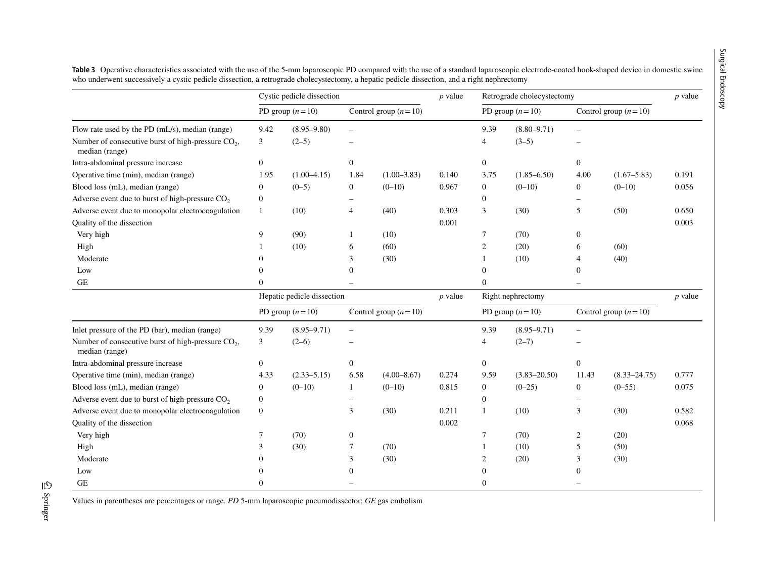**Table 3** Operative characteristics associated with the use of the 5-mm laparoscopic PD compared with the use of a standard laparoscopic electrode-coated hook-shaped device in domestic swine who underwent successively a cystic pedicle dissection, a retrograde cholecystectomy, a hepatic pedicle dissection, and a right nephrectomy

| | Cystic pedicle dissection | | | | *p* value | Retrograde cholecystectomy | | | | *p* value |
|---|---|---|---|---|---|---|---|---|---|---|
| | PD group ($n = 10$) | | Control group ($n = 10$) | | | PD group ($n = 10$) | | Control group ($n = 10$) | | |
| Flow rate used by the PD (mL/s), median (range) | 9.42 | (8.95–9.80) | – | | | 9.39 | (8.80–9.71) | – | | |
| Number of consecutive burst of high-pressure $CO_2$, median (range) | 3 | (2–5) | – | | | 4 | (3–5) | – | | |
| Intra-abdominal pressure increase | 0 | | 0 | | | 0 | | 0 | | |
| Operative time (min), median (range) | 1.95 | (1.00–4.15) | 1.84 | (1.00–3.83) | 0.140 | 3.75 | (1.85–6.50) | 4.00 | (1.67–5.83) | 0.191 |
| Blood loss (mL), median (range) | 0 | (0–5) | 0 | (0–10) | 0.967 | 0 | (0–10) | 0 | (0–10) | 0.056 |
| Adverse event due to burst of high-pressure $CO_2$ | 0 | | – | | | 0 | | – | | |
| Adverse event due to monopolar electrocoagulation | 1 | (10) | 4 | (40) | 0.303 | 3 | (30) | 5 | (50) | 0.650 |
| Quality of the dissection | | | | | 0.001 | | | | | 0.003 |
| Very high | 9 | (90) | 1 | (10) | | 7 | (70) | 0 | | |
| High | 1 | (10) | 6 | (60) | | 2 | (20) | 6 | (60) | |
| Moderate | 0 | | 3 | (30) | | 1 | (10) | 4 | (40) | |
| Low | 0 | | 0 | | | 0 | | 0 | | |
| GE | 0 | | – | | | 0 | | – | | |
| | **Hepatic pedicle dissection** | | | | ***p* value** | **Right nephrectomy** | | | | ***p* value** |
| | PD group ($n = 10$) | | Control group ($n = 10$) | | | PD group ($n = 10$) | | Control group ($n = 10$) | | |
| Inlet pressure of the PD (bar), median (range) | 9.39 | (8.95–9.71) | – | | | 9.39 | (8.95–9.71) | – | | |
| Number of consecutive burst of high-pressure $CO_2$, median (range) | 3 | (2–6) | – | | | 4 | (2–7) | – | | |
| Intra-abdominal pressure increase | 0 | | 0 | | | 0 | | 0 | | |
| Operative time (min), median (range) | 4.33 | (2.33–5.15) | 6.58 | (4.00–8.67) | 0.274 | 9.59 | (3.83–20.50) | 11.43 | (8.33–24.75) | 0.777 |
| Blood loss (mL), median (range) | 0 | (0–10) | 1 | (0–10) | 0.815 | 0 | (0–25) | 0 | (0–55) | 0.075 |
| Adverse event due to burst of high-pressure $CO_2$ | 0 | | – | | | 0 | | – | | |
| Adverse event due to monopolar electrocoagulation | 0 | | 3 | (30) | 0.211 | 1 | (10) | 3 | (30) | 0.582 |
| Quality of the dissection | | | | | 0.002 | | | | | 0.068 |
| Very high | 7 | (70) | 0 | | | 7 | (70) | 2 | (20) | |
| High | 3 | (30) | 7 | (70) | | 1 | (10) | 5 | (50) | |
| Moderate | 0 | | 3 | (30) | | 2 | (20) | 3 | (30) | |
| Low | 0 | | 0 | | | 0 | | 0 | | |
| GE | 0 | | – | | | 0 | | – | | |

Values in parentheses are percentages or range. *PD* 5-mm laparoscopic pneumodissector; *GE* gas embolism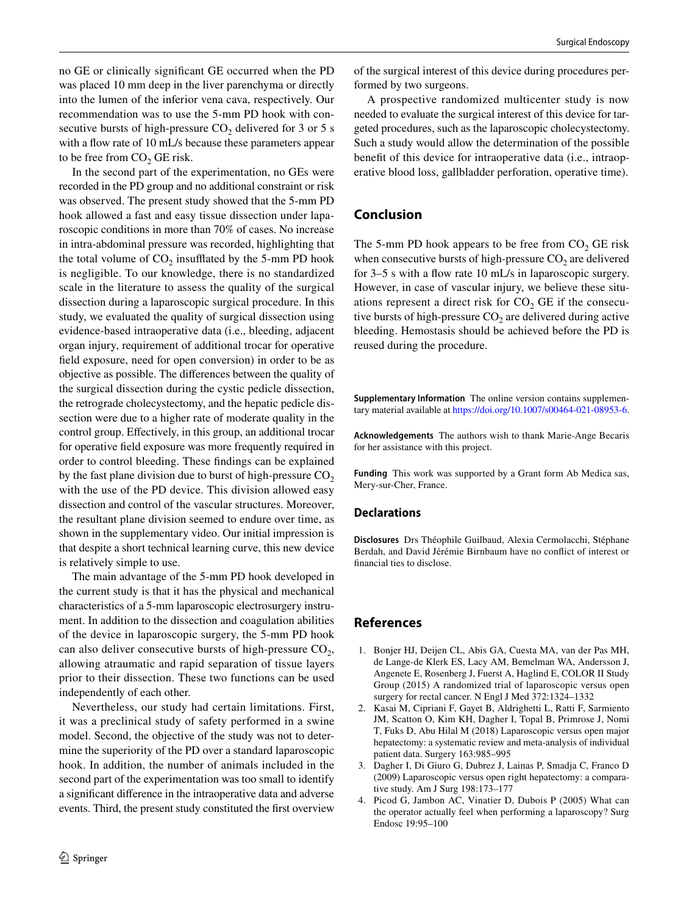no GE or clinically significant GE occurred when the PD was placed 10 mm deep in the liver parenchyma or directly into the lumen of the inferior vena cava, respectively. Our recommendation was to use the 5-mm PD hook with consecutive bursts of high-pressure $CO_2$ delivered for 3 or 5 s with a flow rate of 10 mL/s because these parameters appear to be free from $CO_2$ GE risk.

In the second part of the experimentation, no GEs were recorded in the PD group and no additional constraint or risk was observed. The present study showed that the 5-mm PD hook allowed a fast and easy tissue dissection under laparoscopic conditions in more than 70% of cases. No increase in intra-abdominal pressure was recorded, highlighting that the total volume of $CO_2$ insufflated by the 5-mm PD hook is negligible. To our knowledge, there is no standardized scale in the literature to assess the quality of the surgical dissection during a laparoscopic surgical procedure. In this study, we evaluated the quality of surgical dissection using evidence-based intraoperative data (i.e., bleeding, adjacent organ injury, requirement of additional trocar for operative field exposure, need for open conversion) in order to be as objective as possible. The differences between the quality of the surgical dissection during the cystic pedicle dissection, the retrograde cholecystectomy, and the hepatic pedicle dissection were due to a higher rate of moderate quality in the control group. Effectively, in this group, an additional trocar for operative field exposure was more frequently required in order to control bleeding. These findings can be explained by the fast plane division due to burst of high-pressure $CO_2$ with the use of the PD device. This division allowed easy dissection and control of the vascular structures. Moreover, the resultant plane division seemed to endure over time, as shown in the supplementary video. Our initial impression is that despite a short technical learning curve, this new device is relatively simple to use.

The main advantage of the 5-mm PD hook developed in the current study is that it has the physical and mechanical characteristics of a 5-mm laparoscopic electrosurgery instrument. In addition to the dissection and coagulation abilities of the device in laparoscopic surgery, the 5-mm PD hook can also deliver consecutive bursts of high-pressure $CO_2$, allowing atraumatic and rapid separation of tissue layers prior to their dissection. These two functions can be used independently of each other.

Nevertheless, our study had certain limitations. First, it was a preclinical study of safety performed in a swine model. Second, the objective of the study was not to determine the superiority of the PD over a standard laparoscopic hook. In addition, the number of animals included in the second part of the experimentation was too small to identify a significant difference in the intraoperative data and adverse events. Third, the present study constituted the first overview of the surgical interest of this device during procedures performed by two surgeons.

A prospective randomized multicenter study is now needed to evaluate the surgical interest of this device for targeted procedures, such as the laparoscopic cholecystectomy. Such a study would allow the determination of the possible benefit of this device for intraoperative data (i.e., intraoperative blood loss, gallbladder perforation, operative time).

## Conclusion

The 5-mm PD hook appears to be free from $CO_2$ GE risk when consecutive bursts of high-pressure $CO_2$ are delivered for 3–5 s with a flow rate 10 mL/s in laparoscopic surgery. However, in case of vascular injury, we believe these situations represent a direct risk for $CO_2$ GE if the consecutive bursts of high-pressure $CO_2$ are delivered during active bleeding. Hemostasis should be achieved before the PD is reused during the procedure.

**Supplementary Information** The online version contains supplementary material available at https://doi.org/10.1007/s00464-021-08953-6.

**Acknowledgements** The authors wish to thank Marie-Ange Becaris for her assistance with this project.

**Funding** This work was supported by a Grant form Ab Medica sas, Mery-sur-Cher, France.

## Declarations

**Disclosures** Drs Théophile Guilbaud, Alexia Cermolacchi, Stéphane Berdah, and David Jérémie Birnbaum have no conflict of interest or financial ties to disclose.

## References

1. Bonjer HJ, Deijen CL, Abis GA, Cuesta MA, van der Pas MH, de Lange-de Klerk ES, Lacy AM, Bemelman WA, Andersson J, Angenete E, Rosenberg J, Fuerst A, Haglind E, COLOR II Study Group (2015) A randomized trial of laparoscopic versus open surgery for rectal cancer. N Engl J Med 372:1324–1332
2. Kasai M, Cipriani F, Gayet B, Aldrighetti L, Ratti F, Sarmiento JM, Scatton O, Kim KH, Dagher I, Topal B, Primrose J, Nomi T, Fuks D, Abu Hilal M (2018) Laparoscopic versus open major hepatectomy: a systematic review and meta-analysis of individual patient data. Surgery 163:985–995
3. Dagher I, Di Giuro G, Dubrez J, Lainas P, Smadja C, Franco D (2009) Laparoscopic versus open right hepatectomy: a comparative study. Am J Surg 198:173–177
4. Picod G, Jambon AC, Vinatier D, Dubois P (2005) What can the operator actually feel when performing a laparoscopy? Surg Endosc 19:95–100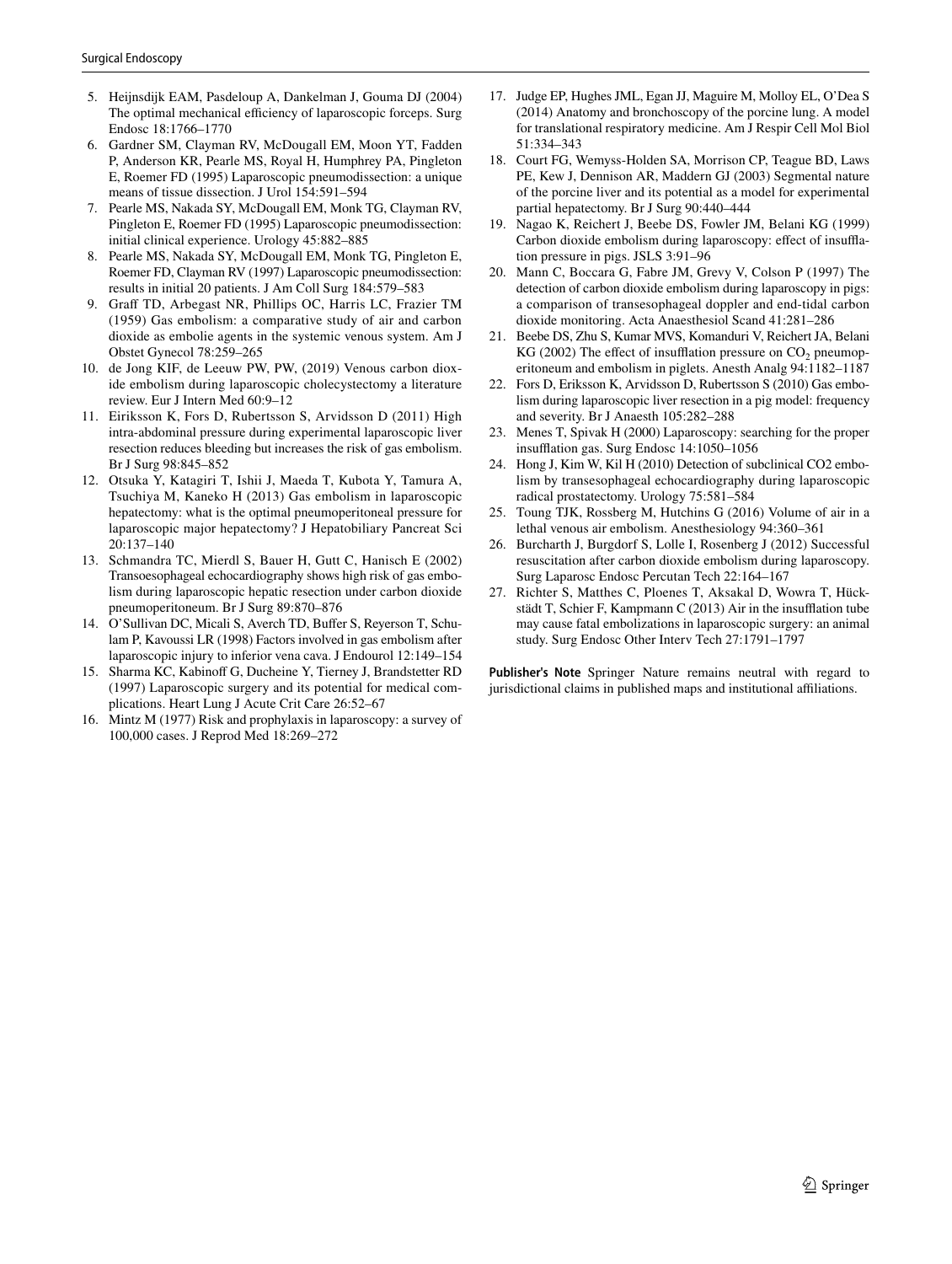5. Heijnsdijk EAM, Pasdeloup A, Dankelman J, Gouma DJ (2004) The optimal mechanical efficiency of laparoscopic forceps. Surg Endosc 18:1766–1770
6. Gardner SM, Clayman RV, McDougall EM, Moon YT, Fadden P, Anderson KR, Pearle MS, Royal H, Humphrey PA, Pingleton E, Roemer FD (1995) Laparoscopic pneumodissection: a unique means of tissue dissection. J Urol 154:591–594
7. Pearle MS, Nakada SY, McDougall EM, Monk TG, Clayman RV, Pingleton E, Roemer FD (1995) Laparoscopic pneumodissection: initial clinical experience. Urology 45:882–885
8. Pearle MS, Nakada SY, McDougall EM, Monk TG, Pingleton E, Roemer FD, Clayman RV (1997) Laparoscopic pneumodissection: results in initial 20 patients. J Am Coll Surg 184:579–583
9. Graff TD, Arbegast NR, Phillips OC, Harris LC, Frazier TM (1959) Gas embolism: a comparative study of air and carbon dioxide as embolic agents in the systemic venous system. Am J Obstet Gynecol 78:259–265
10. de Jong KIF, de Leeuw PW, PW, (2019) Venous carbon dioxide embolism during laparoscopic cholecystectomy a literature review. Eur J Intern Med 60:9–12
11. Eiriksson K, Fors D, Rubertsson S, Arvidsson D (2011) High intra-abdominal pressure during experimental laparoscopic liver resection reduces bleeding but increases the risk of gas embolism. Br J Surg 98:845–852
12. Otsuka Y, Katagiri T, Ishii J, Maeda T, Kubota Y, Tamura A, Tsuchiya M, Kaneko H (2013) Gas embolism in laparoscopic hepatectomy: what is the optimal pneumoperitoneal pressure for laparoscopic major hepatectomy? J Hepatobiliary Pancreat Sci 20:137–140
13. Schmandra TC, Mierdl S, Bauer H, Gutt C, Hanisch E (2002) Transoesophageal echocardiography shows high risk of gas embolism during laparoscopic hepatic resection under carbon dioxide pneumoperitoneum. Br J Surg 89:870–876
14. O'Sullivan DC, Micali S, Averch TD, Buffer S, Reyerson T, Schulam P, Kavoussi LR (1998) Factors involved in gas embolism after laparoscopic injury to inferior vena cava. J Endourol 12:149–154
15. Sharma KC, Kabinoff G, Ducheine Y, Tierney J, Brandstetter RD (1997) Laparoscopic surgery and its potential for medical complications. Heart Lung J Acute Crit Care 26:52–67
16. Mintz M (1977) Risk and prophylaxis in laparoscopy: a survey of 100,000 cases. J Reprod Med 18:269–272
17. Judge EP, Hughes JML, Egan JJ, Maguire M, Molloy EL, O'Dea S (2014) Anatomy and bronchoscopy of the porcine lung. A model for translational respiratory medicine. Am J Respir Cell Mol Biol 51:334–343
18. Court FG, Wemyss-Holden SA, Morrison CP, Teague BD, Laws PE, Kew J, Dennison AR, Maddern GJ (2003) Segmental nature of the porcine liver and its potential as a model for experimental partial hepatectomy. Br J Surg 90:440–444
19. Nagao K, Reichert J, Beebe DS, Fowler JM, Belani KG (1999) Carbon dioxide embolism during laparoscopy: effect of insufflation pressure in pigs. JSLS 3:91–96
20. Mann C, Boccara G, Fabre JM, Grevy V, Colson P (1997) The detection of carbon dioxide embolism during laparoscopy in pigs: a comparison of transesophageal doppler and end-tidal carbon dioxide monitoring. Acta Anaesthesiol Scand 41:281–286
21. Beebe DS, Zhu S, Kumar MVS, Komanduri V, Reichert JA, Belani KG (2002) The effect of insufflation pressure on $CO_2$ pneumoperitoneum and embolism in piglets. Anesth Analg 94:1182–1187
22. Fors D, Eriksson K, Arvidsson D, Rubertsson S (2010) Gas embolism during laparoscopic liver resection in a pig model: frequency and severity. Br J Anaesth 105:282–288
23. Menes T, Spivak H (2000) Laparoscopy: searching for the proper insufflation gas. Surg Endosc 14:1050–1056
24. Hong J, Kim W, Kil H (2010) Detection of subclinical CO2 embolism by transesophageal echocardiography during laparoscopic radical prostatectomy. Urology 75:581–584
25. Toung TJK, Rossberg M, Hutchins G (2016) Volume of air in a lethal venous air embolism. Anesthesiology 94:360–361
26. Burcharth J, Burgdorf S, Lolle I, Rosenberg J (2012) Successful resuscitation after carbon dioxide embolism during laparoscopy. Surg Laparosc Endosc Percutan Tech 22:164–167
27. Richter S, Matthes C, Ploenes T, Aksakal D, Wowra T, Hückstädt T, Schier F, Kampmann C (2013) Air in the insufflation tube may cause fatal embolizations in laparoscopic surgery: an animal study. Surg Endosc Other Interv Tech 27:1791–1797

**Publisher's Note** Springer Nature remains neutral with regard to jurisdictional claims in published maps and institutional affiliations.